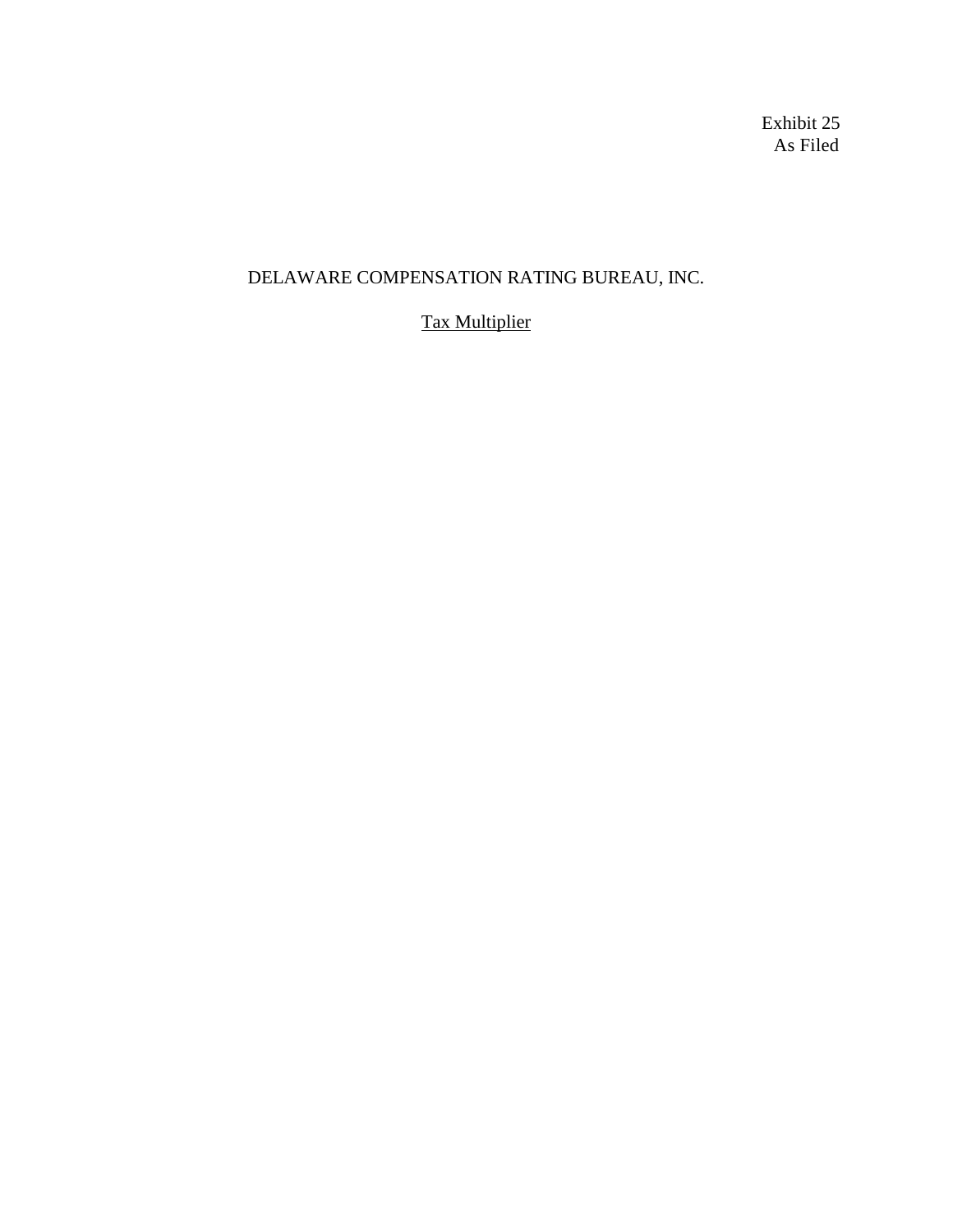Exhibit 25
As Filed

# DELAWARE COMPENSATION RATING BUREAU, INC.

## Tax Multiplier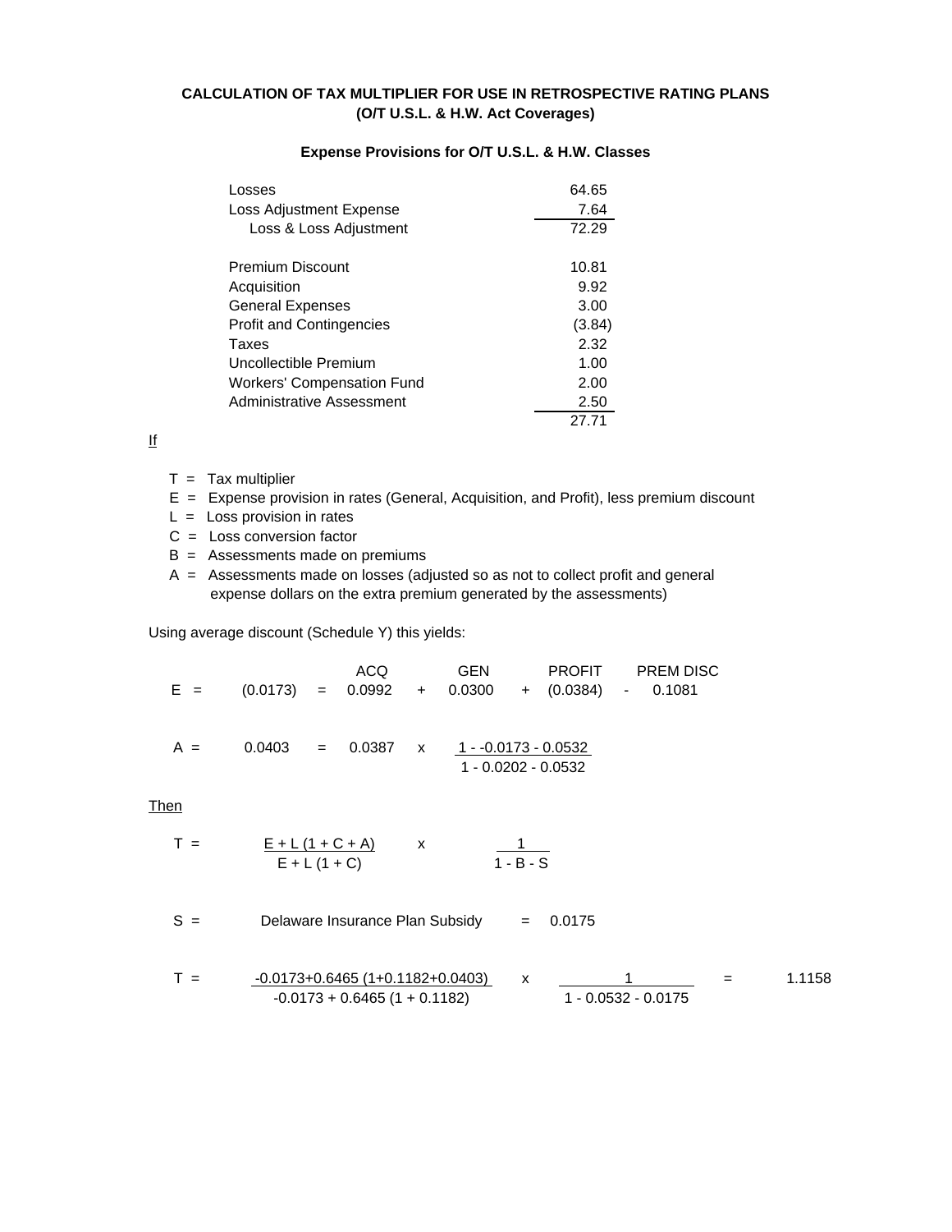**CALCULATION OF TAX MULTIPLIER FOR USE IN RETROSPECTIVE RATING PLANS**
**(O/T U.S.L. & H.W. Act Coverages)**

**Expense Provisions for O/T U.S.L. & H.W. Classes**

| | |
|---|---|
| Losses | 64.65 |
| Loss Adjustment Expense | 7.64 |
| Loss & Loss Adjustment | 72.29 |
| | |
| Premium Discount | 10.81 |
| Acquisition | 9.92 |
| General Expenses | 3.00 |
| Profit and Contingencies | (3.84) |
| Taxes | 2.32 |
| Uncollectible Premium | 1.00 |
| Workers' Compensation Fund | 2.00 |
| Administrative Assessment | 2.50 |
| | 27.71 |

If

- T = Tax multiplier
- E = Expense provision in rates (General, Acquisition, and Profit), less premium discount
- L = Loss provision in rates
- C = Loss conversion factor
- B = Assessments made on premiums
- A = Assessments made on losses (adjusted so as not to collect profit and general expense dollars on the extra premium generated by the assessments)

Using average discount (Schedule Y) this yields:

| | | ACQ | | GEN | | PROFIT | | PREM DISC |
|---|---|---|---|---|---|---|---|---|
| E = | (0.0173) = | 0.0992 | + | 0.0300 | + | (0.0384) | - | 0.1081 |

$$A = 0.0403 = 0.0387 \times \frac{1 - -0.0173 - 0.0532}{1 - 0.0202 - 0.0532}$$

Then

$$T = \frac{E + L\,(1 + C + A)}{E + L\,(1 + C)} \times \frac{1}{1 - B - S}$$

S = Delaware Insurance Plan Subsidy = 0.0175

$$T = \frac{-0.0173 + 0.6465\,(1 + 0.1182 + 0.0403)}{-0.0173 + 0.6465\,(1 + 0.1182)} \times \frac{1}{1 - 0.0532 - 0.0175} = 1.1158$$